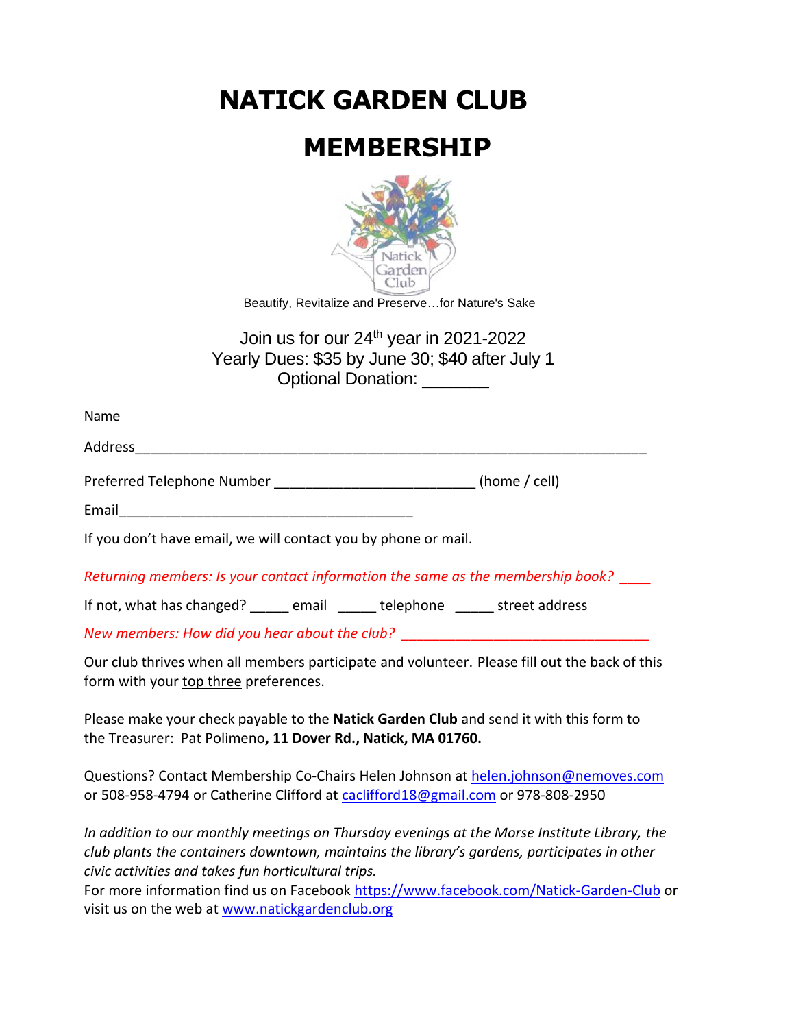# NATICK GARDEN CLUB

# MEMBERSHIP

Beautify, Revitalize and Preserve…for Nature's Sake

Join us for our 24th year in 2021-2022
Yearly Dues: $35 by June 30; $40 after July 1
Optional Donation: _______

Name ____________________________________________________________

Address__________________________________________________________________

Preferred Telephone Number __________________________ (home / cell)

Email_______________________________________

If you don't have email, we will contact you by phone or mail.

*Returning members: Is your contact information the same as the membership book?* ____

If not, what has changed? _____ email _____ telephone _____ street address

*New members: How did you hear about the club?* ________________________________

Our club thrives when all members participate and volunteer. Please fill out the back of this form with your top three preferences.

Please make your check payable to the **Natick Garden Club** and send it with this form to the Treasurer: Pat Polimeno**, 11 Dover Rd., Natick, MA 01760.**

Questions? Contact Membership Co-Chairs Helen Johnson at helen.johnson@nemoves.com or 508-958-4794 or Catherine Clifford at caclifford18@gmail.com or 978-808-2950

*In addition to our monthly meetings on Thursday evenings at the Morse Institute Library, the club plants the containers downtown, maintains the library's gardens, participates in other civic activities and takes fun horticultural trips.*

For more information find us on Facebook https://www.facebook.com/Natick-Garden-Club or visit us on the web at www.natickgardenclub.org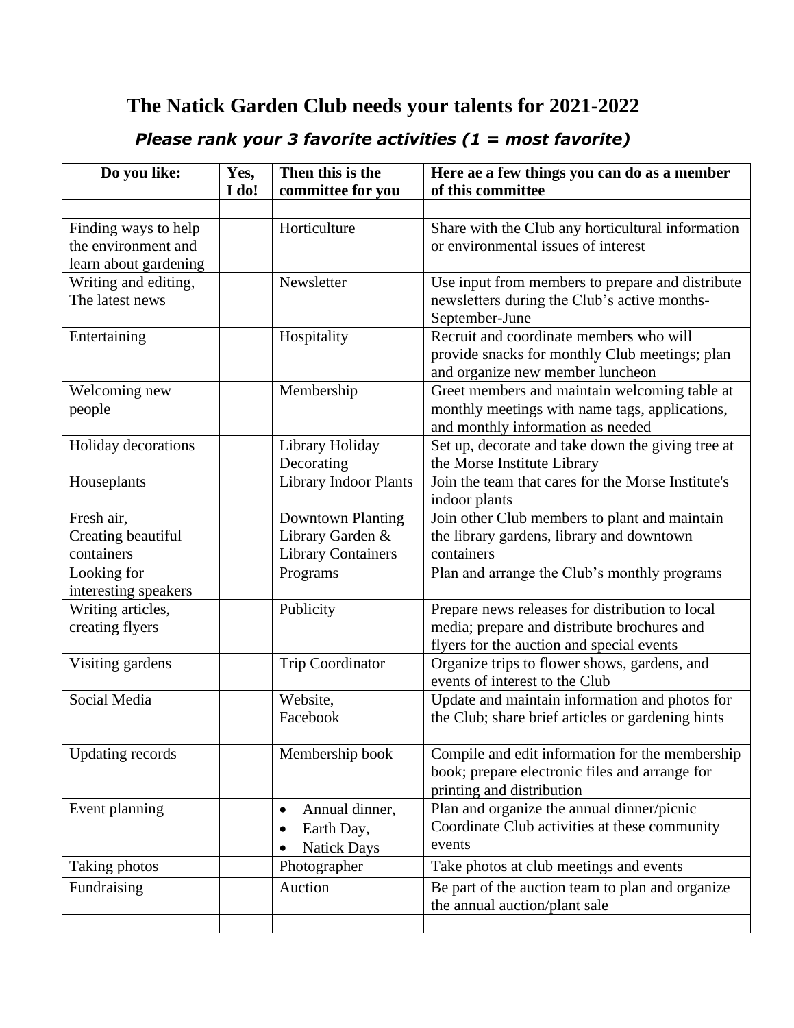# The Natick Garden Club needs your talents for 2021-2022

***Please rank your 3 favorite activities (1 = most favorite)***

| Do you like: | Yes, I do! | Then this is the committee for you | Here ae a few things you can do as a member of this committee |
|---|---|---|---|
| | | | |
| Finding ways to help the environment and learn about gardening | | Horticulture | Share with the Club any horticultural information or environmental issues of interest |
| Writing and editing, The latest news | | Newsletter | Use input from members to prepare and distribute newsletters during the Club's active months- September-June |
| Entertaining | | Hospitality | Recruit and coordinate members who will provide snacks for monthly Club meetings; plan and organize new member luncheon |
| Welcoming new people | | Membership | Greet members and maintain welcoming table at monthly meetings with name tags, applications, and monthly information as needed |
| Holiday decorations | | Library Holiday Decorating | Set up, decorate and take down the giving tree at the Morse Institute Library |
| Houseplants | | Library Indoor Plants | Join the team that cares for the Morse Institute's indoor plants |
| Fresh air, Creating beautiful containers | | Downtown Planting Library Garden & Library Containers | Join other Club members to plant and maintain the library gardens, library and downtown containers |
| Looking for interesting speakers | | Programs | Plan and arrange the Club's monthly programs |
| Writing articles, creating flyers | | Publicity | Prepare news releases for distribution to local media; prepare and distribute brochures and flyers for the auction and special events |
| Visiting gardens | | Trip Coordinator | Organize trips to flower shows, gardens, and events of interest to the Club |
| Social Media | | Website, Facebook | Update and maintain information and photos for the Club; share brief articles or gardening hints |
| Updating records | | Membership book | Compile and edit information for the membership book; prepare electronic files and arrange for printing and distribution |
| Event planning | | • Annual dinner,<br>• Earth Day,<br>• Natick Days | Plan and organize the annual dinner/picnic Coordinate Club activities at these community events |
| Taking photos | | Photographer | Take photos at club meetings and events |
| Fundraising | | Auction | Be part of the auction team to plan and organize the annual auction/plant sale |
| | | | |